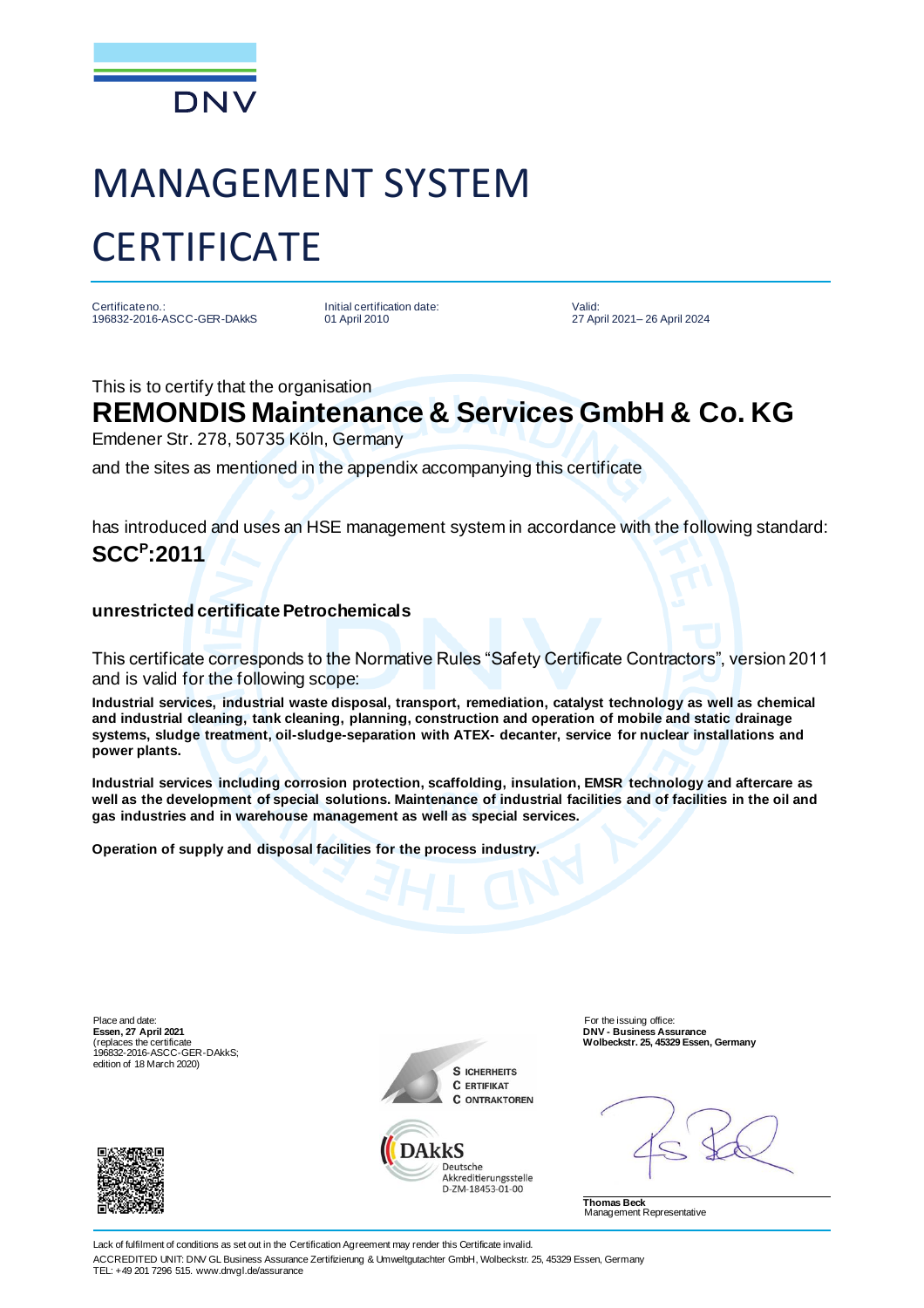DNV

# MANAGEMENT SYSTEM CERTIFICATE

Certificate no.:
196832-2016-ASCC-GER-DAkkS

Initial certification date:
01 April 2010

Valid:
27 April 2021– 26 April 2024

This is to certify that the organisation

## REMONDIS Maintenance & Services GmbH & Co. KG

Emdener Str. 278, 50735 Köln, Germany

and the sites as mentioned in the appendix accompanying this certificate

has introduced and uses an HSE management system in accordance with the following standard:

**SCC$^{P}$:2011**

**unrestricted certificate Petrochemicals**

This certificate corresponds to the Normative Rules "Safety Certificate Contractors", version 2011 and is valid for the following scope:

**Industrial services, industrial waste disposal, transport, remediation, catalyst technology as well as chemical and industrial cleaning, tank cleaning, planning, construction and operation of mobile and static drainage systems, sludge treatment, oil-sludge-separation with ATEX- decanter, service for nuclear installations and power plants.**

**Industrial services including corrosion protection, scaffolding, insulation, EMSR technology and aftercare as well as the development of special solutions. Maintenance of industrial facilities and of facilities in the oil and gas industries and in warehouse management as well as special services.**

**Operation of supply and disposal facilities for the process industry.**

Place and date:
**Essen, 27 April 2021**
(replaces the certificate 196832-2016-ASCC-GER-DAkkS; edition of 18 March 2020)

SICHERHEITS
CERTIFIKAT
CONTRAKTOREN

DAkkS
Deutsche Akkreditierungsstelle
D-ZM-18453-01-00

For the issuing office:
**DNV - Business Assurance**
**Wolbeckstr. 25, 45329 Essen, Germany**

**Thomas Beck**
Management Representative

Lack of fulfilment of conditions as set out in the Certification Agreement may render this Certificate invalid.

ACCREDITED UNIT: DNV GL Business Assurance Zertifizierung & Umweltgutachter GmbH, Wolbeckstr. 25, 45329 Essen, Germany
TEL: +49 201 7296 515. www.dnvgl.de/assurance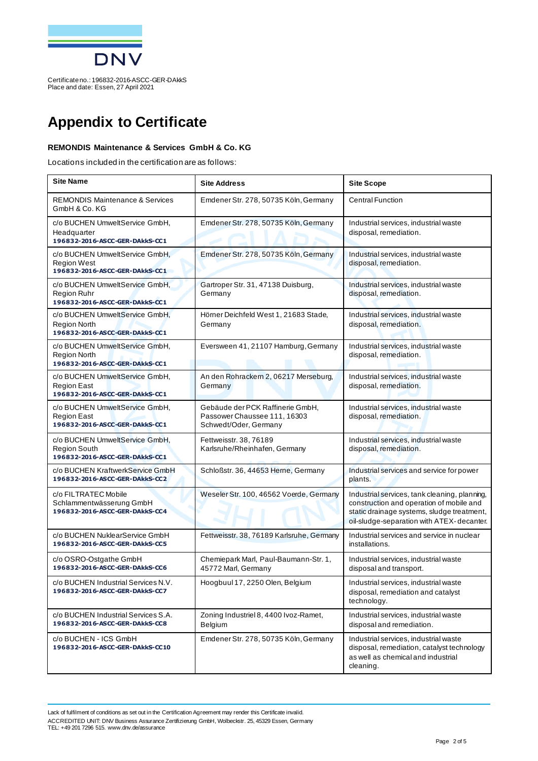Certificate no.: 196832-2016-ASCC-GER-DAkkS
Place and date: Essen, 27 April 2021

# Appendix to Certificate

**REMONDIS Maintenance & Services GmbH & Co. KG**

Locations included in the certification are as follows:

| Site Name | Site Address | Site Scope |
|---|---|---|
| REMONDIS Maintenance & Services GmbH & Co. KG | Emdener Str. 278, 50735 Köln, Germany | Central Function |
| c/o BUCHEN UmweltService GmbH, Headquarter **196832-2016-ASCC-GER-DAkkS-CC1** | Emdener Str. 278, 50735 Köln, Germany | Industrial services, industrial waste disposal, remediation. |
| c/o BUCHEN UmweltService GmbH, Region West **196832-2016-ASCC-GER-DAkkS-CC1** | Emdener Str. 278, 50735 Köln, Germany | Industrial services, industrial waste disposal, remediation. |
| c/o BUCHEN UmweltService GmbH, Region Ruhr **196832-2016-ASCC-GER-DAkkS-CC1** | Gartroper Str. 31, 47138 Duisburg, Germany | Industrial services, industrial waste disposal, remediation. |
| c/o BUCHEN UmweltService GmbH, Region North **196832-2016-ASCC-GER-DAkkS-CC1** | Hörner Deichfeld West 1, 21683 Stade, Germany | Industrial services, industrial waste disposal, remediation. |
| c/o BUCHEN UmweltService GmbH, Region North **196832-2016-ASCC-GER-DAkkS-CC1** | Eversween 41, 21107 Hamburg, Germany | Industrial services, industrial waste disposal, remediation. |
| c/o BUCHEN UmweltService GmbH, Region East **196832-2016-ASCC-GER-DAkkS-CC1** | An den Rohrackern 2, 06217 Merseburg, Germany | Industrial services, industrial waste disposal, remediation. |
| c/o BUCHEN UmweltService GmbH, Region East **196832-2016-ASCC-GER-DAkkS-CC1** | Gebäude der PCK Raffinerie GmbH, Passower Chaussee 111, 16303 Schwedt/Oder, Germany | Industrial services, industrial waste disposal, remediation. |
| c/o BUCHEN UmweltService GmbH, Region South **196832-2016-ASCC-GER-DAkkS-CC1** | Fettweisstr. 38, 76189 Karlsruhe/Rheinhafen, Germany | Industrial services, industrial waste disposal, remediation. |
| c/o BUCHEN KraftwerkService GmbH **196832-2016-ASCC-GER-DAkkS-CC2** | Schloßstr. 36, 44653 Herne, Germany | Industrial services and service for power plants. |
| c/o FILTRATEC Mobile Schlammentwässerung GmbH **196832-2016-ASCC-GER-DAkkS-CC4** | Weseler Str. 100, 46562 Voerde, Germany | Industrial services, tank cleaning, planning, construction and operation of mobile and static drainage systems, sludge treatment, oil-sludge-separation with ATEX-decanter. |
| c/o BUCHEN NuklearService GmbH **196832-2016-ASCC-GER-DAkkS-CC5** | Fettweisstr. 38, 76189 Karlsruhe, Germany | Industrial services and service in nuclear installations. |
| c/o OSRO-Ostgathe GmbH **196832-2016-ASCC-GER-DAkkS-CC6** | Chemiepark Marl, Paul-Baumann-Str. 1, 45772 Marl, Germany | Industrial services, industrial waste disposal and transport. |
| c/o BUCHEN Industrial Services N.V. **196832-2016-ASCC-GER-DAkkS-CC7** | Hoogbuul 17, 2250 Olen, Belgium | Industrial services, industrial waste disposal, remediation and catalyst technology. |
| c/o BUCHEN Industrial Services S.A. **196832-2016-ASCC-GER-DAkkS-CC8** | Zoning Industriel 8, 4400 Ivoz-Ramet, Belgium | Industrial services, industrial waste disposal and remediation. |
| c/o BUCHEN - ICS GmbH **196832-2016-ASCC-GER-DAkkS-CC10** | Emdener Str. 278, 50735 Köln, Germany | Industrial services, industrial waste disposal, remediation, catalyst technology as well as chemical and industrial cleaning. |

Lack of fulfilment of conditions as set out in the Certification Agreement may render this Certificate invalid.
ACCREDITED UNIT: DNV Business Assurance Zertifizierung GmbH, Wolbeckstr. 25, 45329 Essen, Germany
TEL: +49 201 7296 515. www.dnv.de/assurance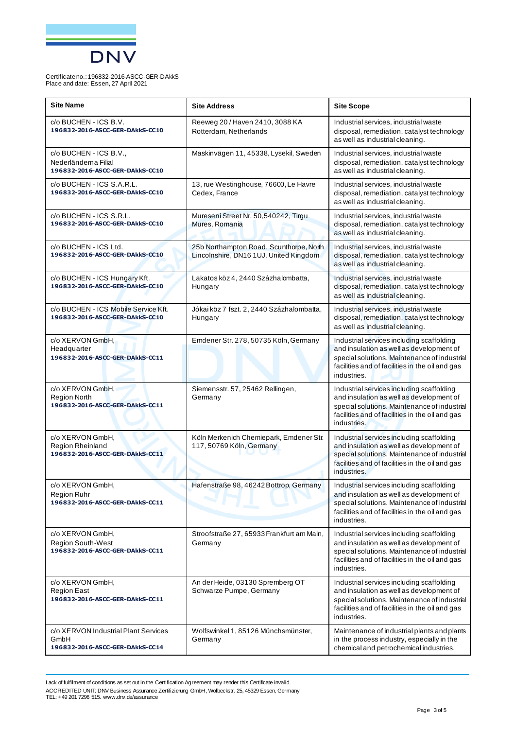Certificate no.: 196832-2016-ASCC-GER-DAkkS
Place and date: Essen, 27 April 2021

| Site Name | Site Address | Site Scope |
|---|---|---|
| c/o BUCHEN - ICS B.V.<br>**196832-2016-ASCC-GER-DAkkS-CC10** | Reeweg 20 / Haven 2410, 3088 KA Rotterdam, Netherlands | Industrial services, industrial waste disposal, remediation, catalyst technology as well as industrial cleaning. |
| c/o BUCHEN - ICS B.V., Nederländerna Filial<br>**196832-2016-ASCC-GER-DAkkS-CC10** | Maskinvägen 11, 45338, Lysekil, Sweden | Industrial services, industrial waste disposal, remediation, catalyst technology as well as industrial cleaning. |
| c/o BUCHEN - ICS S.A.R.L.<br>**196832-2016-ASCC-GER-DAkkS-CC10** | 13, rue Westinghouse, 76600, Le Havre Cedex, France | Industrial services, industrial waste disposal, remediation, catalyst technology as well as industrial cleaning. |
| c/o BUCHEN - ICS S.R.L.<br>**196832-2016-ASCC-GER-DAkkS-CC10** | Mureseni Street Nr. 50,540242, Tirgu Mures, Romania | Industrial services, industrial waste disposal, remediation, catalyst technology as well as industrial cleaning. |
| c/o BUCHEN - ICS Ltd.<br>**196832-2016-ASCC-GER-DAkkS-CC10** | 25b Northampton Road, Scunthorpe, North Lincolnshire, DN16 1UJ, United Kingdom | Industrial services, industrial waste disposal, remediation, catalyst technology as well as industrial cleaning. |
| c/o BUCHEN - ICS Hungary Kft.<br>**196832-2016-ASCC-GER-DAkkS-CC10** | Lakatos köz 4, 2440 Százhalombatta, Hungary | Industrial services, industrial waste disposal, remediation, catalyst technology as well as industrial cleaning. |
| c/o BUCHEN - ICS Mobile Service Kft.<br>**196832-2016-ASCC-GER-DAkkS-CC10** | Jókai köz 7 fszt. 2, 2440 Százhalombatta, Hungary | Industrial services, industrial waste disposal, remediation, catalyst technology as well as industrial cleaning. |
| c/o XERVON GmbH, Headquarter<br>**196832-2016-ASCC-GER-DAkkS-CC11** | Emdener Str. 278, 50735 Köln, Germany | Industrial services including scaffolding and insulation as well as development of special solutions. Maintenance of industrial facilities and of facilities in the oil and gas industries. |
| c/o XERVON GmbH, Region North<br>**196832-2016-ASCC-GER-DAkkS-CC11** | Siemensstr. 57, 25462 Rellingen, Germany | Industrial services including scaffolding and insulation as well as development of special solutions. Maintenance of industrial facilities and of facilities in the oil and gas industries. |
| c/o XERVON GmbH, Region Rheinland<br>**196832-2016-ASCC-GER-DAkkS-CC11** | Köln Merkenich Chemiepark, Emdener Str. 117, 50769 Köln, Germany | Industrial services including scaffolding and insulation as well as development of special solutions. Maintenance of industrial facilities and of facilities in the oil and gas industries. |
| c/o XERVON GmbH, Region Ruhr<br>**196832-2016-ASCC-GER-DAkkS-CC11** | Hafenstraße 98, 46242 Bottrop, Germany | Industrial services including scaffolding and insulation as well as development of special solutions. Maintenance of industrial facilities and of facilities in the oil and gas industries. |
| c/o XERVON GmbH, Region South-West<br>**196832-2016-ASCC-GER-DAkkS-CC11** | Stroofstraße 27, 65933 Frankfurt am Main, Germany | Industrial services including scaffolding and insulation as well as development of special solutions. Maintenance of industrial facilities and of facilities in the oil and gas industries. |
| c/o XERVON GmbH, Region East<br>**196832-2016-ASCC-GER-DAkkS-CC11** | An der Heide, 03130 Spremberg OT Schwarze Pumpe, Germany | Industrial services including scaffolding and insulation as well as development of special solutions. Maintenance of industrial facilities and of facilities in the oil and gas industries. |
| c/o XERVON Industrial Plant Services GmbH<br>**196832-2016-ASCC-GER-DAkkS-CC14** | Wolfswinkel 1, 85126 Münchsmünster, Germany | Maintenance of industrial plants and plants in the process industry, especially in the chemical and petrochemical industries. |

Lack of fulfilment of conditions as set out in the Certification Agreement may render this Certificate invalid.
ACCREDITED UNIT: DNV Business Assurance Zertifizierung GmbH, Wolbeckstr. 25, 45329 Essen, Germany
TEL: +49 201 7296 515. www.dnv.de/assurance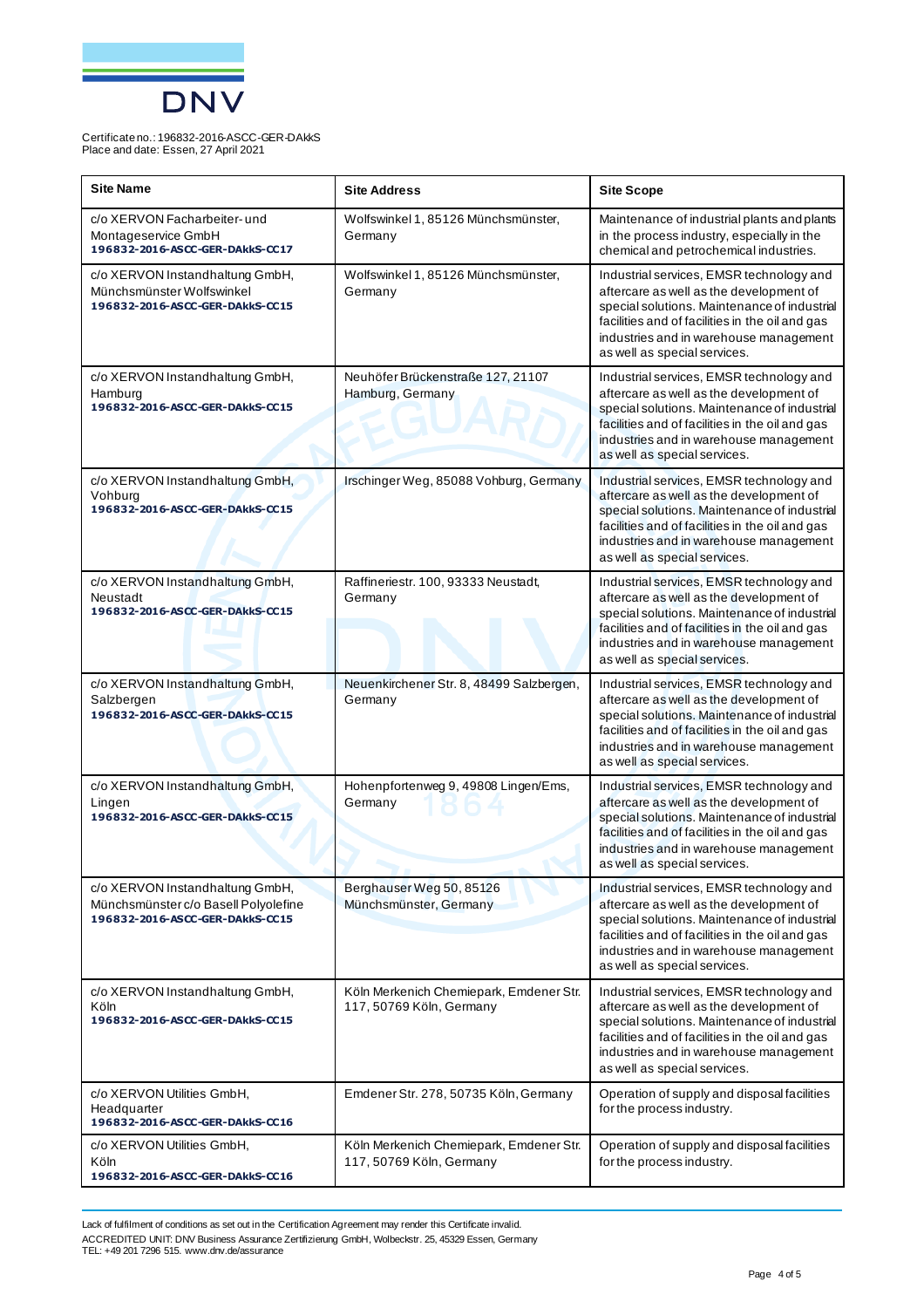Certificate no.: 196832-2016-ASCC-GER-DAkkS
Place and date: Essen, 27 April 2021

| Site Name | Site Address | Site Scope |
|---|---|---|
| c/o XERVON Facharbeiter- und Montageservice GmbH **196832-2016-ASCC-GER-DAkkS-CC17** | Wolfswinkel 1, 85126 Münchsmünster, Germany | Maintenance of industrial plants and plants in the process industry, especially in the chemical and petrochemical industries. |
| c/o XERVON Instandhaltung GmbH, Münchsmünster Wolfswinkel **196832-2016-ASCC-GER-DAkkS-CC15** | Wolfswinkel 1, 85126 Münchsmünster, Germany | Industrial services, EMSR technology and aftercare as well as the development of special solutions. Maintenance of industrial facilities and of facilities in the oil and gas industries and in warehouse management as well as special services. |
| c/o XERVON Instandhaltung GmbH, Hamburg **196832-2016-ASCC-GER-DAkkS-CC15** | Neuhöfer Brückenstraße 127, 21107 Hamburg, Germany | Industrial services, EMSR technology and aftercare as well as the development of special solutions. Maintenance of industrial facilities and of facilities in the oil and gas industries and in warehouse management as well as special services. |
| c/o XERVON Instandhaltung GmbH, Vohburg **196832-2016-ASCC-GER-DAkkS-CC15** | Irschinger Weg, 85088 Vohburg, Germany | Industrial services, EMSR technology and aftercare as well as the development of special solutions. Maintenance of industrial facilities and of facilities in the oil and gas industries and in warehouse management as well as special services. |
| c/o XERVON Instandhaltung GmbH, Neustadt **196832-2016-ASCC-GER-DAkkS-CC15** | Raffineriestr. 100, 93333 Neustadt, Germany | Industrial services, EMSR technology and aftercare as well as the development of special solutions. Maintenance of industrial facilities and of facilities in the oil and gas industries and in warehouse management as well as special services. |
| c/o XERVON Instandhaltung GmbH, Salzbergen **196832-2016-ASCC-GER-DAkkS-CC15** | Neuenkirchener Str. 8, 48499 Salzbergen, Germany | Industrial services, EMSR technology and aftercare as well as the development of special solutions. Maintenance of industrial facilities and of facilities in the oil and gas industries and in warehouse management as well as special services. |
| c/o XERVON Instandhaltung GmbH, Lingen **196832-2016-ASCC-GER-DAkkS-CC15** | Hohenpfortenweg 9, 49808 Lingen/Ems, Germany | Industrial services, EMSR technology and aftercare as well as the development of special solutions. Maintenance of industrial facilities and of facilities in the oil and gas industries and in warehouse management as well as special services. |
| c/o XERVON Instandhaltung GmbH, Münchsmünster c/o Basell Polyolefine **196832-2016-ASCC-GER-DAkkS-CC15** | Berghauser Weg 50, 85126 Münchsmünster, Germany | Industrial services, EMSR technology and aftercare as well as the development of special solutions. Maintenance of industrial facilities and of facilities in the oil and gas industries and in warehouse management as well as special services. |
| c/o XERVON Instandhaltung GmbH, Köln **196832-2016-ASCC-GER-DAkkS-CC15** | Köln Merkenich Chemiepark, Emdener Str. 117, 50769 Köln, Germany | Industrial services, EMSR technology and aftercare as well as the development of special solutions. Maintenance of industrial facilities and of facilities in the oil and gas industries and in warehouse management as well as special services. |
| c/o XERVON Utilities GmbH, Headquarter **196832-2016-ASCC-GER-DAkkS-CC16** | Emdener Str. 278, 50735 Köln, Germany | Operation of supply and disposal facilities for the process industry. |
| c/o XERVON Utilities GmbH, Köln **196832-2016-ASCC-GER-DAkkS-CC16** | Köln Merkenich Chemiepark, Emdener Str. 117, 50769 Köln, Germany | Operation of supply and disposal facilities for the process industry. |

Lack of fulfilment of conditions as set out in the Certification Agreement may render this Certificate invalid.
ACCREDITED UNIT: DNV Business Assurance Zertifizierung GmbH, Wolbeckstr. 25, 45329 Essen, Germany
TEL: +49 201 7296 515. www.dnv.de/assurance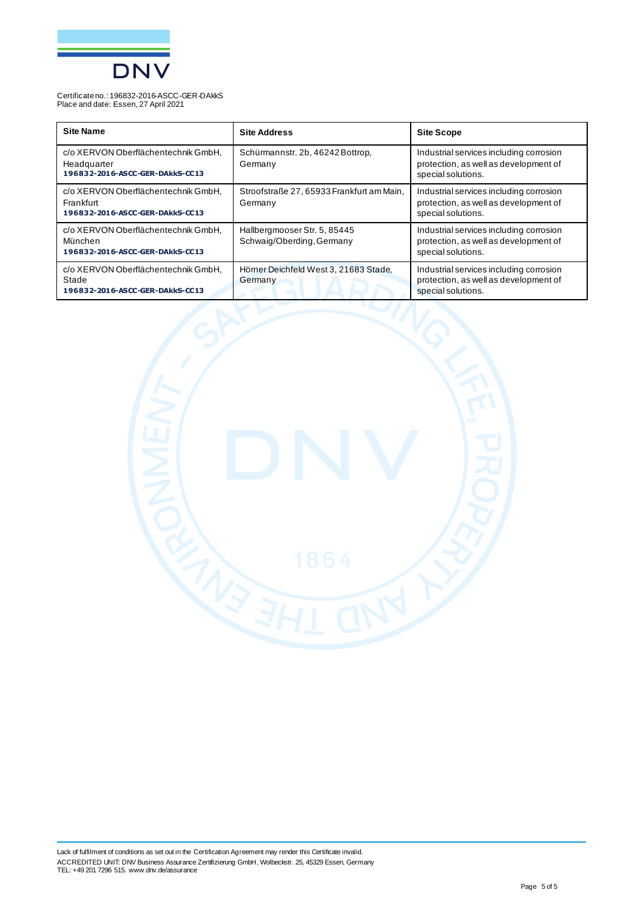Certificate no.: 196832-2016-ASCC-GER-DAkkS
Place and date: Essen, 27 April 2021

| Site Name | Site Address | Site Scope |
|---|---|---|
| c/o XERVON Oberflächentechnik GmbH, Headquarter **196832-2016-ASCC-GER-DAkkS-CC13** | Schürmannstr. 2b, 46242 Bottrop, Germany | Industrial services including corrosion protection, as well as development of special solutions. |
| c/o XERVON Oberflächentechnik GmbH, Frankfurt **196832-2016-ASCC-GER-DAkkS-CC13** | Stroofstraße 27, 65933 Frankfurt am Main, Germany | Industrial services including corrosion protection, as well as development of special solutions. |
| c/o XERVON Oberflächentechnik GmbH, München **196832-2016-ASCC-GER-DAkkS-CC13** | Hallbergmooser Str. 5, 85445 Schwaig/Oberding, Germany | Industrial services including corrosion protection, as well as development of special solutions. |
| c/o XERVON Oberflächentechnik GmbH, Stade **196832-2016-ASCC-GER-DAkkS-CC13** | Hörner Deichfeld West 3, 21683 Stade, Germany | Industrial services including corrosion protection, as well as development of special solutions. |

Lack of fulfilment of conditions as set out in the Certification Agreement may render this Certificate invalid.
ACCREDITED UNIT: DNV Business Assurance Zertifizierung GmbH, Wolbeckstr. 25, 45329 Essen, Germany
TEL: +49 201 7296 515. www.dnv.de/assurance